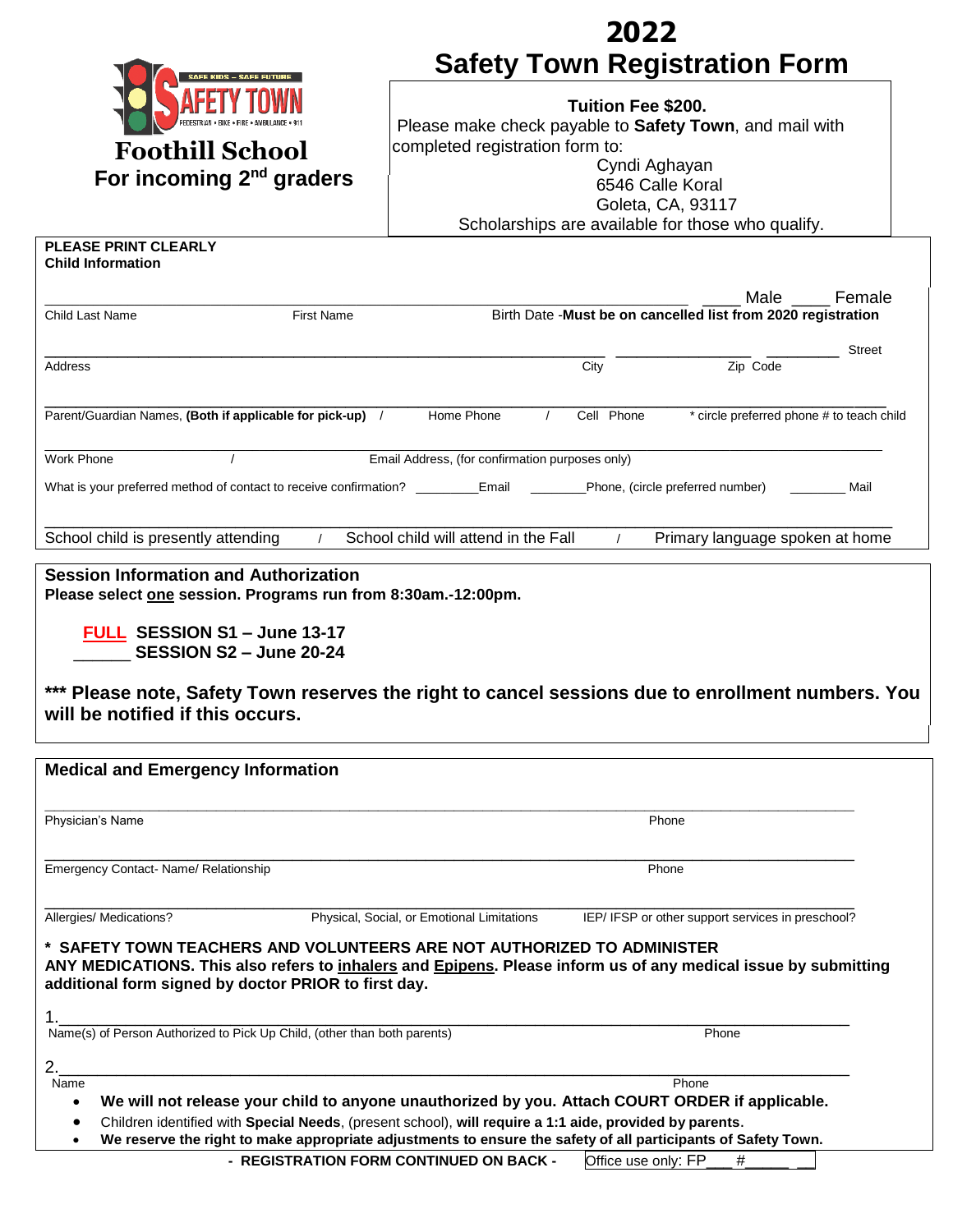# 2022
# Safety Town Registration Form

SAFE KIDS – SAFE FUTURE
SAFETY TOWN
PEDESTRIAN • BIKE • FIRE • AMBULANCE • 911

**Foothill School**
**For incoming 2nd graders**

**Tuition Fee $200.**
Please make check payable to **Safety Town**, and mail with completed registration form to:
Cyndi Aghayan
6546 Calle Koral
Goleta, CA, 93117
Scholarships are available for those who qualify.

**PLEASE PRINT CLEARLY**
**Child Information**

_______________ _______________ _______________ ____ Male ____ Female
Child Last Name | First Name | Birth Date -**Must be on cancelled list from 2020 registration**

_______________ _______________ _______________ Street
Address | City | Zip Code

_______________
Parent/Guardian Names, **(Both if applicable for pick-up)** / Home Phone / Cell Phone * circle preferred phone # to teach child

_______________
Work Phone / Email Address, (for confirmation purposes only)

What is your preferred method of contact to receive confirmation? ________Email ________Phone, (circle preferred number) ________ Mail

_______________
School child is presently attending / School child will attend in the Fall / Primary language spoken at home

**Session Information and Authorization**
**Please select one session. Programs run from 8:30am.-12:00pm.**

**FULL SESSION S1 – June 13-17**
**______ SESSION S2 – June 20-24**

**\*\*\* Please note, Safety Town reserves the right to cancel sessions due to enrollment numbers. You will be notified if this occurs.**

**Medical and Emergency Information**

_______________
Physician's Name | Phone

_______________
Emergency Contact- Name/ Relationship | Phone

_______________
Allergies/ Medications? | Physical, Social, or Emotional Limitations | IEP/ IFSP or other support services in preschool?

**\* SAFETY TOWN TEACHERS AND VOLUNTEERS ARE NOT AUTHORIZED TO ADMINISTER ANY MEDICATIONS. This also refers to inhalers and Epipens. Please inform us of any medical issue by submitting additional form signed by doctor PRIOR to first day.**

1._______________
Name(s) of Person Authorized to Pick Up Child, (other than both parents) | Phone

2._______________
Name | Phone

- **We will not release your child to anyone unauthorized by you. Attach COURT ORDER if applicable.**
- Children identified with **Special Needs**, (present school), **will require a 1:1 aide, provided by parents**.
- **We reserve the right to make appropriate adjustments to ensure the safety of all participants of Safety Town.**

**- REGISTRATION FORM CONTINUED ON BACK -** Office use only: FP___ #_____ __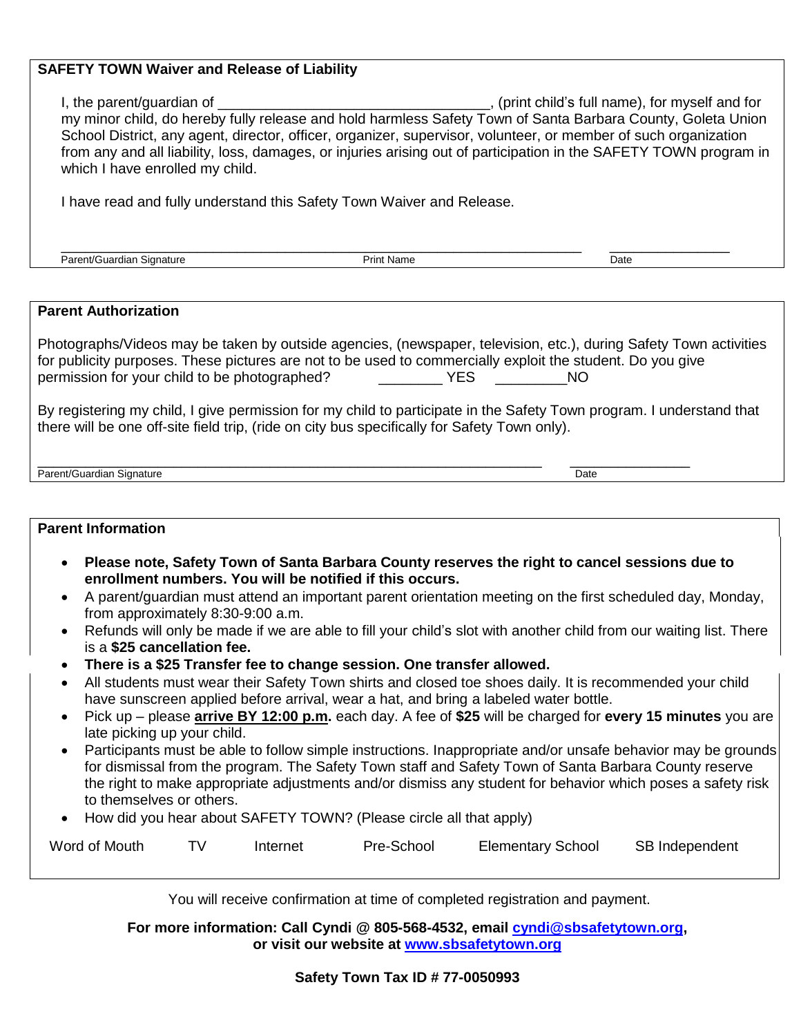## SAFETY TOWN Waiver and Release of Liability

I, the parent/guardian of ___________________________________, (print child's full name), for myself and for my minor child, do hereby fully release and hold harmless Safety Town of Santa Barbara County, Goleta Union School District, any agent, director, officer, organizer, supervisor, volunteer, or member of such organization from any and all liability, loss, damages, or injuries arising out of participation in the SAFETY TOWN program in which I have enrolled my child.

I have read and fully understand this Safety Town Waiver and Release.

_______________________________________________________________ ________________

Parent/Guardian Signature Print Name Date

## Parent Authorization

Photographs/Videos may be taken by outside agencies, (newspaper, television, etc.), during Safety Town activities for publicity purposes. These pictures are not to be used to commercially exploit the student. Do you give permission for your child to be photographed? ________ YES _________NO

By registering my child, I give permission for my child to participate in the Safety Town program. I understand that there will be one off-site field trip, (ride on city bus specifically for Safety Town only).

_______________________________________________________________ ________________

Parent/Guardian Signature Date

## Parent Information

- **Please note, Safety Town of Santa Barbara County reserves the right to cancel sessions due to enrollment numbers. You will be notified if this occurs.**
- A parent/guardian must attend an important parent orientation meeting on the first scheduled day, Monday, from approximately 8:30-9:00 a.m.
- Refunds will only be made if we are able to fill your child's slot with another child from our waiting list. There is a **$25 cancellation fee.**
- **There is a $25 Transfer fee to change session. One transfer allowed.**
- All students must wear their Safety Town shirts and closed toe shoes daily. It is recommended your child have sunscreen applied before arrival, wear a hat, and bring a labeled water bottle.
- Pick up – please **arrive BY 12:00 p.m.** each day. A fee of **$25** will be charged for **every 15 minutes** you are late picking up your child.
- Participants must be able to follow simple instructions. Inappropriate and/or unsafe behavior may be grounds for dismissal from the program. The Safety Town staff and Safety Town of Santa Barbara County reserve the right to make appropriate adjustments and/or dismiss any student for behavior which poses a safety risk to themselves or others.
- How did you hear about SAFETY TOWN? (Please circle all that apply)

Word of Mouth    TV    Internet    Pre-School    Elementary School    SB Independent

You will receive confirmation at time of completed registration and payment.

**For more information: Call Cyndi @ 805-568-4532, email [cyndi@sbsafetytown.org](mailto:cyndi@sbsafetytown.org), or visit our website at [www.sbsafetytown.org](http://www.sbsafetytown.org)**

**Safety Town Tax ID # 77-0050993**